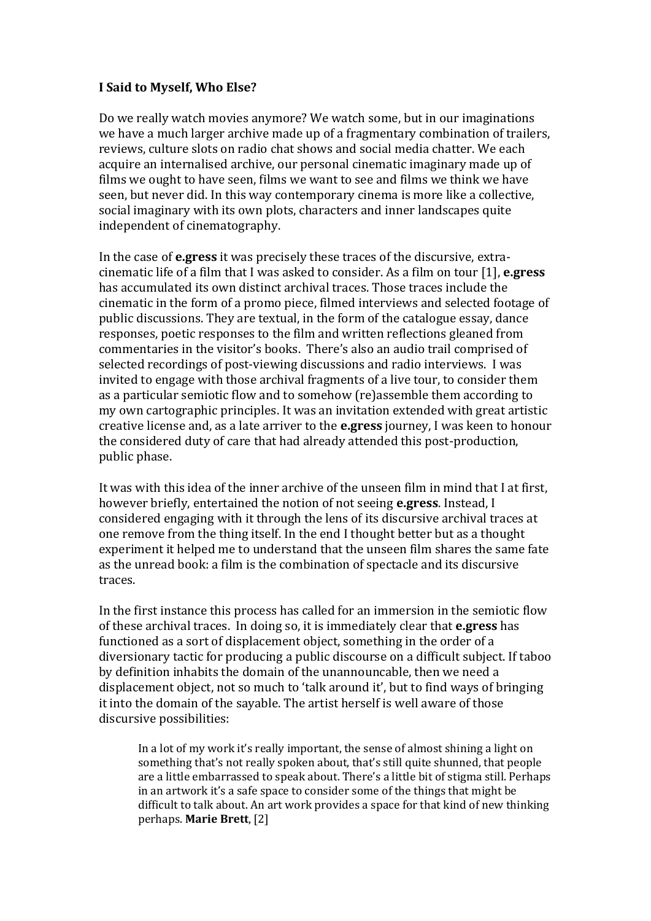**I Said to Myself, Who Else?**

Do we really watch movies anymore? We watch some, but in our imaginations we have a much larger archive made up of a fragmentary combination of trailers, reviews, culture slots on radio chat shows and social media chatter. We each acquire an internalised archive, our personal cinematic imaginary made up of films we ought to have seen, films we want to see and films we think we have seen, but never did. In this way contemporary cinema is more like a collective, social imaginary with its own plots, characters and inner landscapes quite independent of cinematography.

In the case of **e.gress** it was precisely these traces of the discursive, extra-cinematic life of a film that I was asked to consider. As a film on tour [1], **e.gress** has accumulated its own distinct archival traces. Those traces include the cinematic in the form of a promo piece, filmed interviews and selected footage of public discussions. They are textual, in the form of the catalogue essay, dance responses, poetic responses to the film and written reflections gleaned from commentaries in the visitor's books. There's also an audio trail comprised of selected recordings of post-viewing discussions and radio interviews. I was invited to engage with those archival fragments of a live tour, to consider them as a particular semiotic flow and to somehow (re)assemble them according to my own cartographic principles. It was an invitation extended with great artistic creative license and, as a late arriver to the **e.gress** journey, I was keen to honour the considered duty of care that had already attended this post-production, public phase.

It was with this idea of the inner archive of the unseen film in mind that I at first, however briefly, entertained the notion of not seeing **e.gress**. Instead, I considered engaging with it through the lens of its discursive archival traces at one remove from the thing itself. In the end I thought better but as a thought experiment it helped me to understand that the unseen film shares the same fate as the unread book: a film is the combination of spectacle and its discursive traces.

In the first instance this process has called for an immersion in the semiotic flow of these archival traces. In doing so, it is immediately clear that **e.gress** has functioned as a sort of displacement object, something in the order of a diversionary tactic for producing a public discourse on a difficult subject. If taboo by definition inhabits the domain of the unannouncable, then we need a displacement object, not so much to 'talk around it', but to find ways of bringing it into the domain of the sayable. The artist herself is well aware of those discursive possibilities:

> In a lot of my work it's really important, the sense of almost shining a light on something that's not really spoken about, that's still quite shunned, that people are a little embarrassed to speak about. There's a little bit of stigma still. Perhaps in an artwork it's a safe space to consider some of the things that might be difficult to talk about. An art work provides a space for that kind of new thinking perhaps. **Marie Brett**, [2]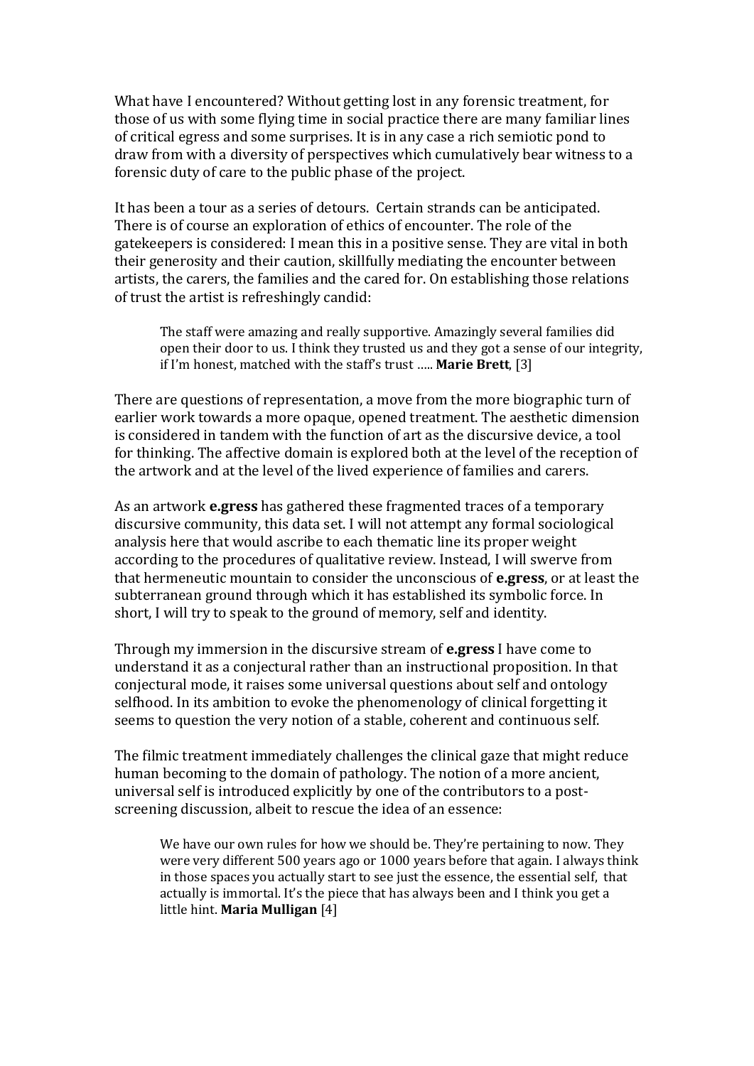What have I encountered? Without getting lost in any forensic treatment, for those of us with some flying time in social practice there are many familiar lines of critical egress and some surprises. It is in any case a rich semiotic pond to draw from with a diversity of perspectives which cumulatively bear witness to a forensic duty of care to the public phase of the project.

It has been a tour as a series of detours. Certain strands can be anticipated. There is of course an exploration of ethics of encounter. The role of the gatekeepers is considered: I mean this in a positive sense. They are vital in both their generosity and their caution, skillfully mediating the encounter between artists, the carers, the families and the cared for. On establishing those relations of trust the artist is refreshingly candid:

> The staff were amazing and really supportive. Amazingly several families did open their door to us. I think they trusted us and they got a sense of our integrity, if I'm honest, matched with the staff's trust ….. **Marie Brett**, [3]

There are questions of representation, a move from the more biographic turn of earlier work towards a more opaque, opened treatment. The aesthetic dimension is considered in tandem with the function of art as the discursive device, a tool for thinking. The affective domain is explored both at the level of the reception of the artwork and at the level of the lived experience of families and carers.

As an artwork **e.gress** has gathered these fragmented traces of a temporary discursive community, this data set. I will not attempt any formal sociological analysis here that would ascribe to each thematic line its proper weight according to the procedures of qualitative review. Instead, I will swerve from that hermeneutic mountain to consider the unconscious of **e.gress**, or at least the subterranean ground through which it has established its symbolic force. In short, I will try to speak to the ground of memory, self and identity.

Through my immersion in the discursive stream of **e.gress** I have come to understand it as a conjectural rather than an instructional proposition. In that conjectural mode, it raises some universal questions about self and ontology selfhood. In its ambition to evoke the phenomenology of clinical forgetting it seems to question the very notion of a stable, coherent and continuous self.

The filmic treatment immediately challenges the clinical gaze that might reduce human becoming to the domain of pathology. The notion of a more ancient, universal self is introduced explicitly by one of the contributors to a post-screening discussion, albeit to rescue the idea of an essence:

> We have our own rules for how we should be. They're pertaining to now. They were very different 500 years ago or 1000 years before that again. I always think in those spaces you actually start to see just the essence, the essential self, that actually is immortal. It's the piece that has always been and I think you get a little hint. **Maria Mulligan** [4]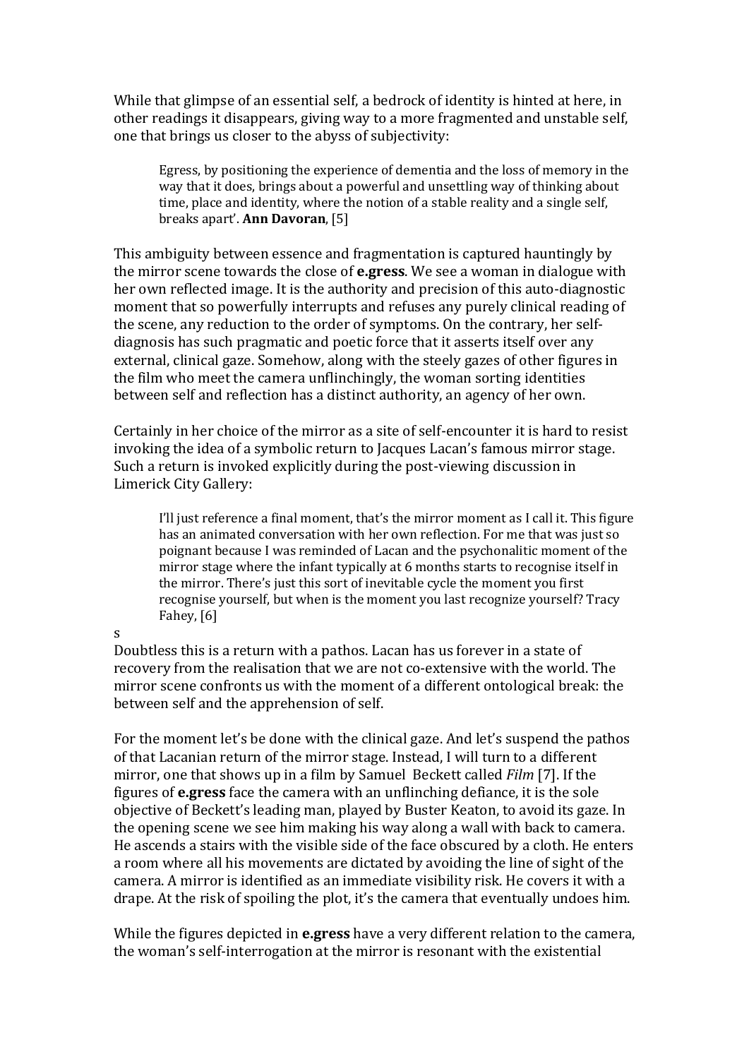While that glimpse of an essential self, a bedrock of identity is hinted at here, in other readings it disappears, giving way to a more fragmented and unstable self, one that brings us closer to the abyss of subjectivity:

> Egress, by positioning the experience of dementia and the loss of memory in the way that it does, brings about a powerful and unsettling way of thinking about time, place and identity, where the notion of a stable reality and a single self, breaks apart'. **Ann Davoran**, [5]

This ambiguity between essence and fragmentation is captured hauntingly by the mirror scene towards the close of **e.gress**. We see a woman in dialogue with her own reflected image. It is the authority and precision of this auto-diagnostic moment that so powerfully interrupts and refuses any purely clinical reading of the scene, any reduction to the order of symptoms. On the contrary, her self-diagnosis has such pragmatic and poetic force that it asserts itself over any external, clinical gaze. Somehow, along with the steely gazes of other figures in the film who meet the camera unflinchingly, the woman sorting identities between self and reflection has a distinct authority, an agency of her own.

Certainly in her choice of the mirror as a site of self-encounter it is hard to resist invoking the idea of a symbolic return to Jacques Lacan's famous mirror stage. Such a return is invoked explicitly during the post-viewing discussion in Limerick City Gallery:

> I'll just reference a final moment, that's the mirror moment as I call it. This figure has an animated conversation with her own reflection. For me that was just so poignant because I was reminded of Lacan and the psychonalitic moment of the mirror stage where the infant typically at 6 months starts to recognise itself in the mirror. There's just this sort of inevitable cycle the moment you first recognise yourself, but when is the moment you last recognize yourself? Tracy Fahey, [6]

s

Doubtless this is a return with a pathos. Lacan has us forever in a state of recovery from the realisation that we are not co-extensive with the world. The mirror scene confronts us with the moment of a different ontological break: the between self and the apprehension of self.

For the moment let's be done with the clinical gaze. And let's suspend the pathos of that Lacanian return of the mirror stage. Instead, I will turn to a different mirror, one that shows up in a film by Samuel Beckett called *Film* [7]. If the figures of **e.gress** face the camera with an unflinching defiance, it is the sole objective of Beckett's leading man, played by Buster Keaton, to avoid its gaze. In the opening scene we see him making his way along a wall with back to camera. He ascends a stairs with the visible side of the face obscured by a cloth. He enters a room where all his movements are dictated by avoiding the line of sight of the camera. A mirror is identified as an immediate visibility risk. He covers it with a drape. At the risk of spoiling the plot, it's the camera that eventually undoes him.

While the figures depicted in **e.gress** have a very different relation to the camera, the woman's self-interrogation at the mirror is resonant with the existential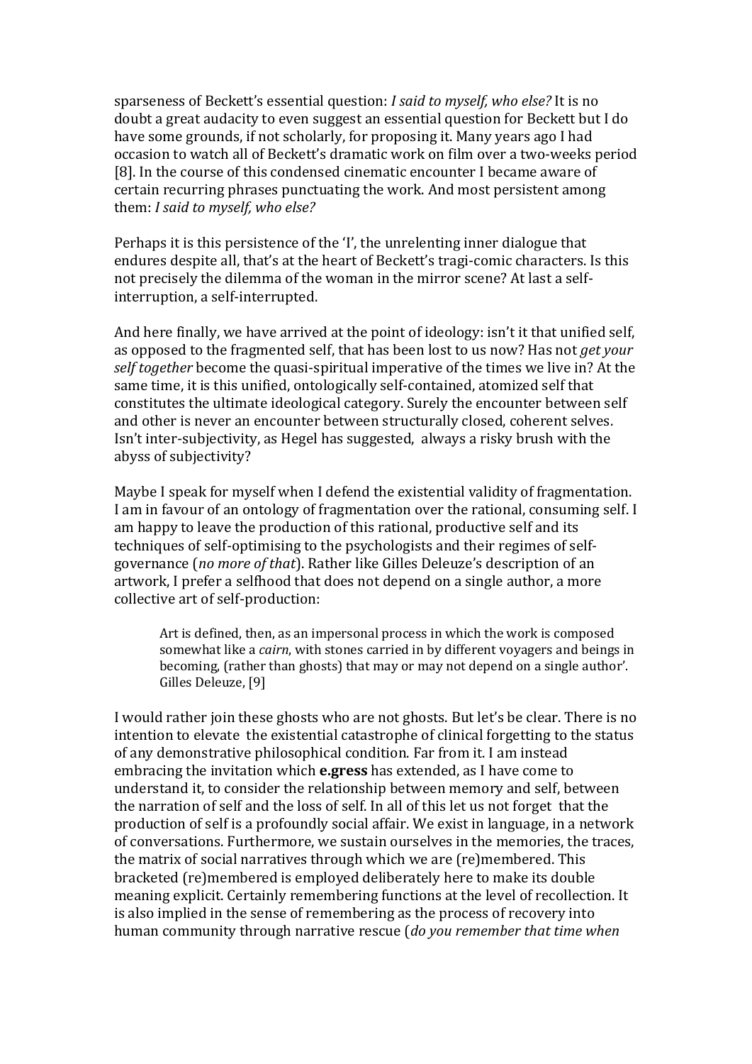sparseness of Beckett's essential question: *I said to myself, who else?* It is no doubt a great audacity to even suggest an essential question for Beckett but I do have some grounds, if not scholarly, for proposing it. Many years ago I had occasion to watch all of Beckett's dramatic work on film over a two-weeks period [8]. In the course of this condensed cinematic encounter I became aware of certain recurring phrases punctuating the work. And most persistent among them: *I said to myself, who else?*

Perhaps it is this persistence of the 'I', the unrelenting inner dialogue that endures despite all, that's at the heart of Beckett's tragi-comic characters. Is this not precisely the dilemma of the woman in the mirror scene? At last a self-interruption, a self-interrupted.

And here finally, we have arrived at the point of ideology: isn't it that unified self, as opposed to the fragmented self, that has been lost to us now? Has not *get your self together* become the quasi-spiritual imperative of the times we live in? At the same time, it is this unified, ontologically self-contained, atomized self that constitutes the ultimate ideological category. Surely the encounter between self and other is never an encounter between structurally closed, coherent selves. Isn't inter-subjectivity, as Hegel has suggested, always a risky brush with the abyss of subjectivity?

Maybe I speak for myself when I defend the existential validity of fragmentation. I am in favour of an ontology of fragmentation over the rational, consuming self. I am happy to leave the production of this rational, productive self and its techniques of self-optimising to the psychologists and their regimes of self-governance (*no more of that*). Rather like Gilles Deleuze's description of an artwork, I prefer a selfhood that does not depend on a single author, a more collective art of self-production:

> Art is defined, then, as an impersonal process in which the work is composed somewhat like a *cairn*, with stones carried in by different voyagers and beings in becoming, (rather than ghosts) that may or may not depend on a single author'. Gilles Deleuze, [9]

I would rather join these ghosts who are not ghosts. But let's be clear. There is no intention to elevate the existential catastrophe of clinical forgetting to the status of any demonstrative philosophical condition. Far from it. I am instead embracing the invitation which **e.gress** has extended, as I have come to understand it, to consider the relationship between memory and self, between the narration of self and the loss of self. In all of this let us not forget that the production of self is a profoundly social affair. We exist in language, in a network of conversations. Furthermore, we sustain ourselves in the memories, the traces, the matrix of social narratives through which we are (re)membered. This bracketed (re)membered is employed deliberately here to make its double meaning explicit. Certainly remembering functions at the level of recollection. It is also implied in the sense of remembering as the process of recovery into human community through narrative rescue (*do you remember that time when*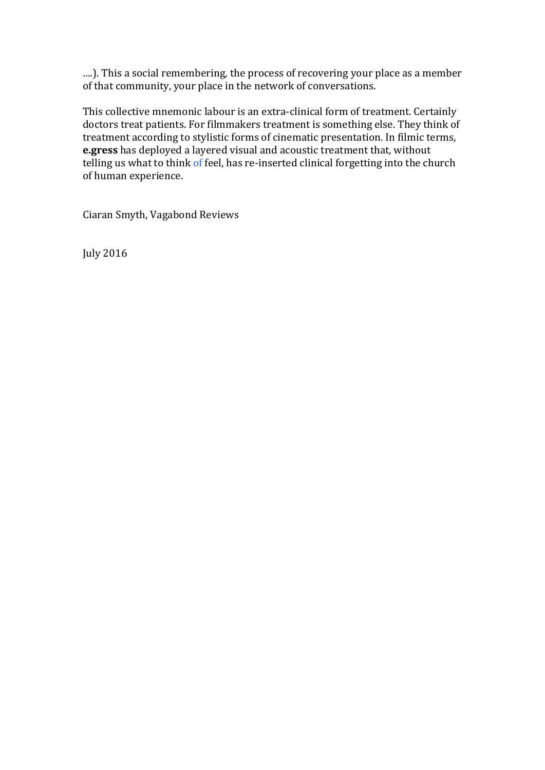….). This a social remembering, the process of recovering your place as a member of that community, your place in the network of conversations.

This collective mnemonic labour is an extra-clinical form of treatment. Certainly doctors treat patients. For filmmakers treatment is something else. They think of treatment according to stylistic forms of cinematic presentation. In filmic terms, **e.gress** has deployed a layered visual and acoustic treatment that, without telling us what to think of feel, has re-inserted clinical forgetting into the church of human experience.

Ciaran Smyth, Vagabond Reviews

July 2016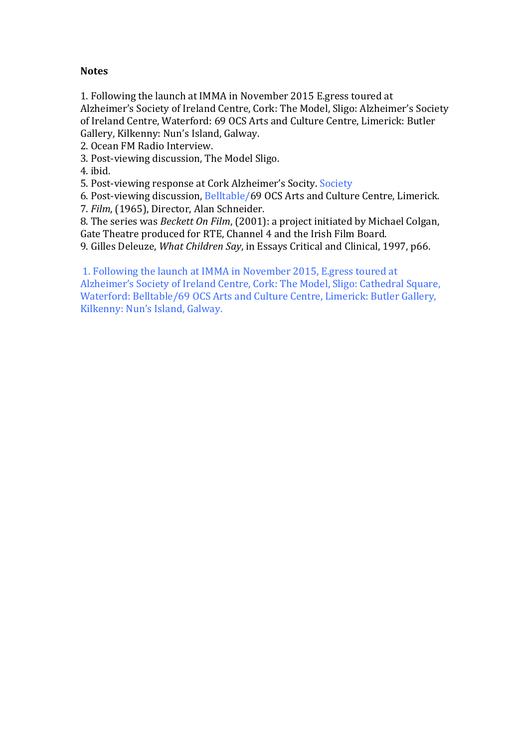**Notes**

1. Following the launch at IMMA in November 2015 E.gress toured at Alzheimer's Society of Ireland Centre, Cork: The Model, Sligo: Alzheimer's Society of Ireland Centre, Waterford: 69 OCS Arts and Culture Centre, Limerick: Butler Gallery, Kilkenny: Nun's Island, Galway.
2. Ocean FM Radio Interview.
3. Post-viewing discussion, The Model Sligo.
4. ibid.
5. Post-viewing response at Cork Alzheimer's Socity. Society
6. Post-viewing discussion, Belltable/69 OCS Arts and Culture Centre, Limerick.
7. *Film*, (1965), Director, Alan Schneider.
8. The series was *Beckett On Film*, (2001): a project initiated by Michael Colgan, Gate Theatre produced for RTE, Channel 4 and the Irish Film Board.
9. Gilles Deleuze, *What Children Say*, in Essays Critical and Clinical, 1997, p66.

1. Following the launch at IMMA in November 2015, E.gress toured at Alzheimer's Society of Ireland Centre, Cork: The Model, Sligo: Cathedral Square, Waterford: Belltable/69 OCS Arts and Culture Centre, Limerick: Butler Gallery, Kilkenny: Nun's Island, Galway.